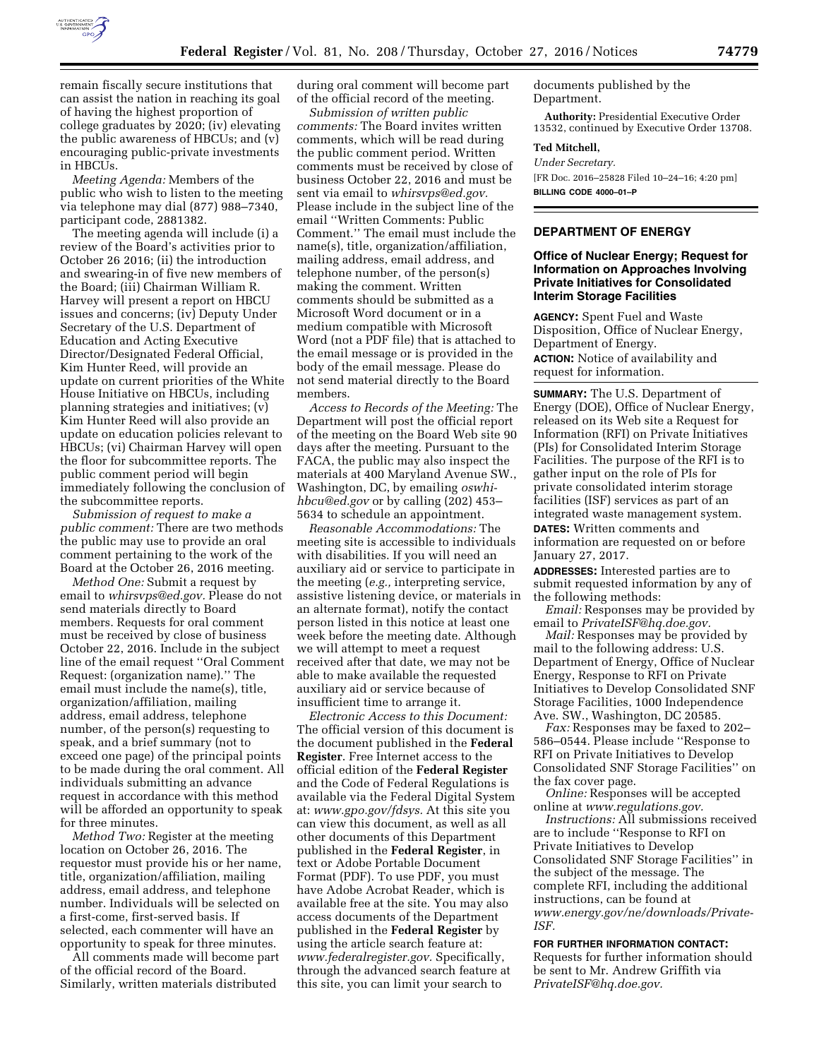remain fiscally secure institutions that can assist the nation in reaching its goal of having the highest proportion of college graduates by 2020; (iv) elevating the public awareness of HBCUs; and (v) encouraging public-private investments in HBCUs.

*Meeting Agenda:* Members of the public who wish to listen to the meeting via telephone may dial (877) 988–7340, participant code, 2881382.

The meeting agenda will include (i) a review of the Board's activities prior to October 26 2016; (ii) the introduction and swearing-in of five new members of the Board; (iii) Chairman William R. Harvey will present a report on HBCU issues and concerns; (iv) Deputy Under Secretary of the U.S. Department of Education and Acting Executive Director/Designated Federal Official, Kim Hunter Reed, will provide an update on current priorities of the White House Initiative on HBCUs, including planning strategies and initiatives; (v) Kim Hunter Reed will also provide an update on education policies relevant to HBCUs; (vi) Chairman Harvey will open the floor for subcommittee reports. The public comment period will begin immediately following the conclusion of the subcommittee reports.

*Submission of request to make a public comment:* There are two methods the public may use to provide an oral comment pertaining to the work of the Board at the October 26, 2016 meeting.

*Method One:* Submit a request by email to *whirsvps@ed.gov.* Please do not send materials directly to Board members. Requests for oral comment must be received by close of business October 22, 2016. Include in the subject line of the email request ''Oral Comment Request: (organization name).'' The email must include the name(s), title, organization/affiliation, mailing address, email address, telephone number, of the person(s) requesting to speak, and a brief summary (not to exceed one page) of the principal points to be made during the oral comment. All individuals submitting an advance request in accordance with this method will be afforded an opportunity to speak for three minutes.

*Method Two:* Register at the meeting location on October 26, 2016. The requestor must provide his or her name, title, organization/affiliation, mailing address, email address, and telephone number. Individuals will be selected on a first-come, first-served basis. If selected, each commenter will have an opportunity to speak for three minutes.

All comments made will become part of the official record of the Board. Similarly, written materials distributed during oral comment will become part of the official record of the meeting.

*Submission of written public comments:* The Board invites written comments, which will be read during the public comment period. Written comments must be received by close of business October 22, 2016 and must be sent via email to *whirsvps@ed.gov.* Please include in the subject line of the email ''Written Comments: Public Comment.'' The email must include the name(s), title, organization/affiliation, mailing address, email address, and telephone number, of the person(s) making the comment. Written comments should be submitted as a Microsoft Word document or in a medium compatible with Microsoft Word (not a PDF file) that is attached to the email message or is provided in the body of the email message. Please do not send material directly to the Board members.

*Access to Records of the Meeting:* The Department will post the official report of the meeting on the Board Web site 90 days after the meeting. Pursuant to the FACA, the public may also inspect the materials at 400 Maryland Avenue SW., Washington, DC, by emailing *oswhi-hbcu@ed.gov* or by calling (202) 453–5634 to schedule an appointment.

*Reasonable Accommodations:* The meeting site is accessible to individuals with disabilities. If you will need an auxiliary aid or service to participate in the meeting (*e.g.,* interpreting service, assistive listening device, or materials in an alternate format), notify the contact person listed in this notice at least one week before the meeting date. Although we will attempt to meet a request received after that date, we may not be able to make available the requested auxiliary aid or service because of insufficient time to arrange it.

*Electronic Access to this Document:* The official version of this document is the document published in the **Federal Register**. Free Internet access to the official edition of the **Federal Register** and the Code of Federal Regulations is available via the Federal Digital System at: *www.gpo.gov/fdsys.* At this site you can view this document, as well as all other documents of this Department published in the **Federal Register**, in text or Adobe Portable Document Format (PDF). To use PDF, you must have Adobe Acrobat Reader, which is available free at the site. You may also access documents of the Department published in the **Federal Register** by using the article search feature at: *www.federalregister.gov.* Specifically, through the advanced search feature at this site, you can limit your search to documents published by the Department.

**Authority:** Presidential Executive Order 13532, continued by Executive Order 13708.

**Ted Mitchell,**

*Under Secretary.*

[FR Doc. 2016–25828 Filed 10–24–16; 4:20 pm]

**BILLING CODE 4000–01–P**

## DEPARTMENT OF ENERGY

### Office of Nuclear Energy; Request for Information on Approaches Involving Private Initiatives for Consolidated Interim Storage Facilities

**AGENCY:** Spent Fuel and Waste Disposition, Office of Nuclear Energy, Department of Energy.

**ACTION:** Notice of availability and request for information.

**SUMMARY:** The U.S. Department of Energy (DOE), Office of Nuclear Energy, released on its Web site a Request for Information (RFI) on Private Initiatives (PIs) for Consolidated Interim Storage Facilities. The purpose of the RFI is to gather input on the role of PIs for private consolidated interim storage facilities (ISF) services as part of an integrated waste management system.

**DATES:** Written comments and information are requested on or before January 27, 2017.

**ADDRESSES:** Interested parties are to submit requested information by any of the following methods:

*Email:* Responses may be provided by email to *PrivateISF@hq.doe.gov.*

*Mail:* Responses may be provided by mail to the following address: U.S. Department of Energy, Office of Nuclear Energy, Response to RFI on Private Initiatives to Develop Consolidated SNF Storage Facilities, 1000 Independence Ave. SW., Washington, DC 20585.

*Fax:* Responses may be faxed to 202–586–0544. Please include ''Response to RFI on Private Initiatives to Develop Consolidated SNF Storage Facilities'' on the fax cover page.

*Online:* Responses will be accepted online at *www.regulations.gov.*

*Instructions:* All submissions received are to include ''Response to RFI on Private Initiatives to Develop Consolidated SNF Storage Facilities'' in the subject of the message. The complete RFI, including the additional instructions, can be found at *www.energy.gov/ne/downloads/Private-ISF.*

**FOR FURTHER INFORMATION CONTACT:** Requests for further information should be sent to Mr. Andrew Griffith via *PrivateISF@hq.doe.gov.*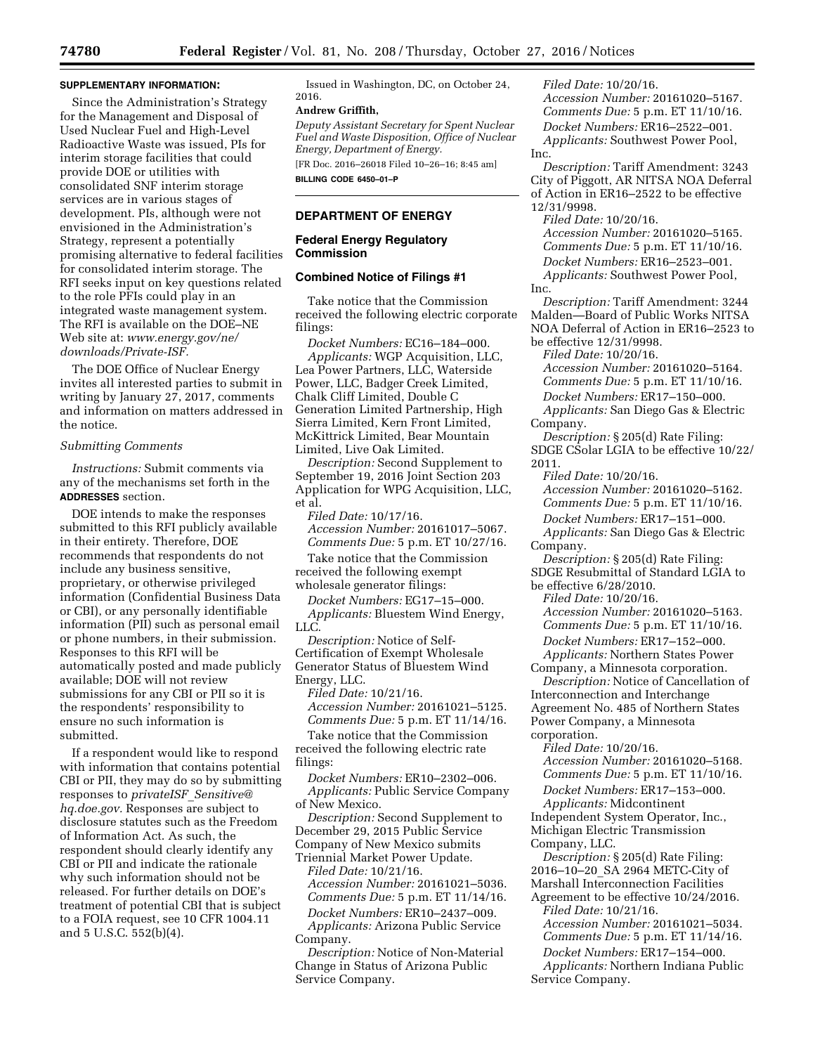**SUPPLEMENTARY INFORMATION:**

Since the Administration's Strategy for the Management and Disposal of Used Nuclear Fuel and High-Level Radioactive Waste was issued, PIs for interim storage facilities that could provide DOE or utilities with consolidated SNF interim storage services are in various stages of development. PIs, although were not envisioned in the Administration's Strategy, represent a potentially promising alternative to federal facilities for consolidated interim storage. The RFI seeks input on key questions related to the role PFIs could play in an integrated waste management system. The RFI is available on the DOE–NE Web site at: *www.energy.gov/ne/downloads/Private-ISF.*

The DOE Office of Nuclear Energy invites all interested parties to submit in writing by January 27, 2017, comments and information on matters addressed in the notice.

*Submitting Comments*

*Instructions:* Submit comments via any of the mechanisms set forth in the **ADDRESSES** section.

DOE intends to make the responses submitted to this RFI publicly available in their entirety. Therefore, DOE recommends that respondents do not include any business sensitive, proprietary, or otherwise privileged information (Confidential Business Data or CBI), or any personally identifiable information (PII) such as personal email or phone numbers, in their submission. Responses to this RFI will be automatically posted and made publicly available; DOE will not review submissions for any CBI or PII so it is the respondents' responsibility to ensure no such information is submitted.

If a respondent would like to respond with information that contains potential CBI or PII, they may do so by submitting responses to *privateISF_Sensitive@hq.doe.gov.* Responses are subject to disclosure statutes such as the Freedom of Information Act. As such, the respondent should clearly identify any CBI or PII and indicate the rationale why such information should not be released. For further details on DOE's treatment of potential CBI that is subject to a FOIA request, see 10 CFR 1004.11 and 5 U.S.C. 552(b)(4).

Issued in Washington, DC, on October 24, 2016.

**Andrew Griffith,**

*Deputy Assistant Secretary for Spent Nuclear Fuel and Waste Disposition, Office of Nuclear Energy, Department of Energy.*

[FR Doc. 2016–26018 Filed 10–26–16; 8:45 am]

**BILLING CODE 6450–01–P**

## DEPARTMENT OF ENERGY

### Federal Energy Regulatory Commission

### Combined Notice of Filings #1

Take notice that the Commission received the following electric corporate filings:

*Docket Numbers:* EC16–184–000.
*Applicants:* WGP Acquisition, LLC, Lea Power Partners, LLC, Waterside Power, LLC, Badger Creek Limited, Chalk Cliff Limited, Double C Generation Limited Partnership, High Sierra Limited, Kern Front Limited, McKittrick Limited, Bear Mountain Limited, Live Oak Limited.
*Description:* Second Supplement to September 19, 2016 Joint Section 203 Application for WPG Acquisition, LLC, et al.
*Filed Date:* 10/17/16.
*Accession Number:* 20161017–5067.
*Comments Due:* 5 p.m. ET 10/27/16.

Take notice that the Commission received the following exempt wholesale generator filings:

*Docket Numbers:* EG17–15–000.
*Applicants:* Bluestem Wind Energy, LLC.
*Description:* Notice of Self-Certification of Exempt Wholesale Generator Status of Bluestem Wind Energy, LLC.
*Filed Date:* 10/21/16.
*Accession Number:* 20161021–5125.
*Comments Due:* 5 p.m. ET 11/14/16.

Take notice that the Commission received the following electric rate filings:

*Docket Numbers:* ER10–2302–006.
*Applicants:* Public Service Company of New Mexico.
*Description:* Second Supplement to December 29, 2015 Public Service Company of New Mexico submits Triennial Market Power Update.
*Filed Date:* 10/21/16.
*Accession Number:* 20161021–5036.
*Comments Due:* 5 p.m. ET 11/14/16.

*Docket Numbers:* ER10–2437–009.
*Applicants:* Arizona Public Service Company.
*Description:* Notice of Non-Material Change in Status of Arizona Public Service Company.
*Filed Date:* 10/20/16.
*Accession Number:* 20161020–5167.
*Comments Due:* 5 p.m. ET 11/10/16.

*Docket Numbers:* ER16–2522–001.
*Applicants:* Southwest Power Pool, Inc.
*Description:* Tariff Amendment: 3243 City of Piggott, AR NITSA NOA Deferral of Action in ER16–2522 to be effective 12/31/9998.
*Filed Date:* 10/20/16.
*Accession Number:* 20161020–5165.
*Comments Due:* 5 p.m. ET 11/10/16.

*Docket Numbers:* ER16–2523–001.
*Applicants:* Southwest Power Pool, Inc.
*Description:* Tariff Amendment: 3244 Malden—Board of Public Works NITSA NOA Deferral of Action in ER16–2523 to be effective 12/31/9998.
*Filed Date:* 10/20/16.
*Accession Number:* 20161020–5164.
*Comments Due:* 5 p.m. ET 11/10/16.

*Docket Numbers:* ER17–150–000.
*Applicants:* San Diego Gas & Electric Company.
*Description:* § 205(d) Rate Filing: SDGE CSolar LGIA to be effective 10/22/2011.
*Filed Date:* 10/20/16.
*Accession Number:* 20161020–5162.
*Comments Due:* 5 p.m. ET 11/10/16.

*Docket Numbers:* ER17–151–000.
*Applicants:* San Diego Gas & Electric Company.
*Description:* § 205(d) Rate Filing: SDGE Resubmittal of Standard LGIA to be effective 6/28/2010.
*Filed Date:* 10/20/16.
*Accession Number:* 20161020–5163.
*Comments Due:* 5 p.m. ET 11/10/16.

*Docket Numbers:* ER17–152–000.
*Applicants:* Northern States Power Company, a Minnesota corporation.
*Description:* Notice of Cancellation of Interconnection and Interchange Agreement No. 485 of Northern States Power Company, a Minnesota corporation.
*Filed Date:* 10/20/16.
*Accession Number:* 20161020–5168.
*Comments Due:* 5 p.m. ET 11/10/16.

*Docket Numbers:* ER17–153–000.
*Applicants:* Midcontinent Independent System Operator, Inc., Michigan Electric Transmission Company, LLC.
*Description:* § 205(d) Rate Filing: 2016–10–20_SA 2964 METC-City of Marshall Interconnection Facilities Agreement to be effective 10/24/2016.
*Filed Date:* 10/21/16.
*Accession Number:* 20161021–5034.
*Comments Due:* 5 p.m. ET 11/14/16.

*Docket Numbers:* ER17–154–000.
*Applicants:* Northern Indiana Public Service Company.